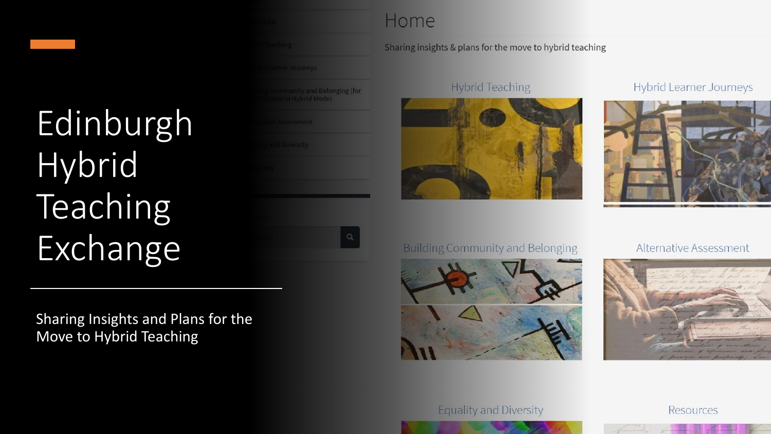# Edinburgh Hybrid Teaching Exchange

Sharing Insights and Plans for the Move to Hybrid Teaching

## Home

Sharing insights & plans for the move to hybrid teaching

Hybrid Teaching

Hybrid Learner Journeys

Building Community and Belonging

Alternative Assessment

Equality and Diversity

Resources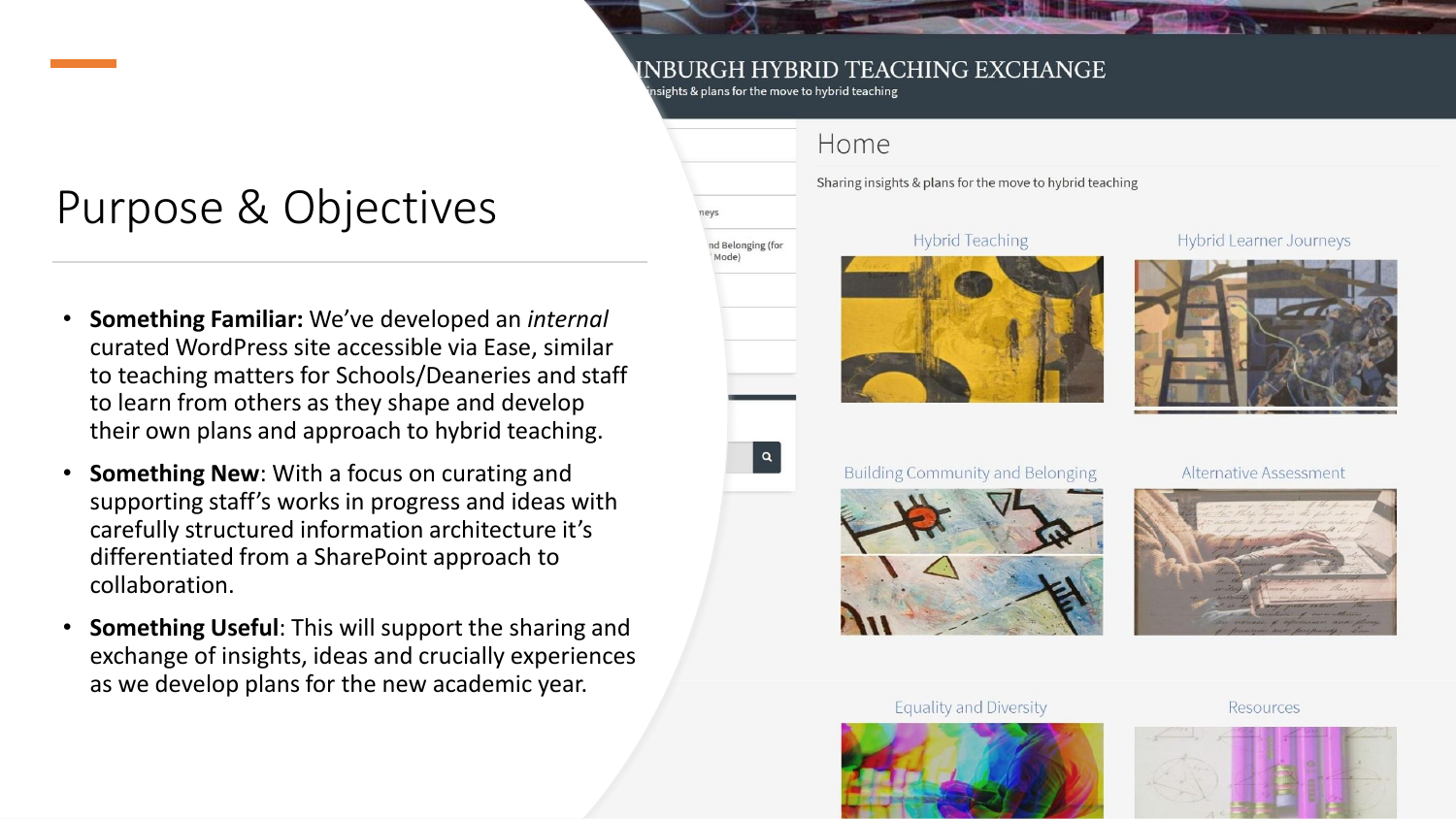# Purpose & Objectives

- **Something Familiar:** We've developed an *internal* curated WordPress site accessible via Ease, similar to teaching matters for Schools/Deaneries and staff to learn from others as they shape and develop their own plans and approach to hybrid teaching.
- **Something New**: With a focus on curating and supporting staff's works in progress and ideas with carefully structured information architecture it's differentiated from a SharePoint approach to collaboration.
- **Something Useful**: This will support the sharing and exchange of insights, ideas and crucially experiences as we develop plans for the new academic year.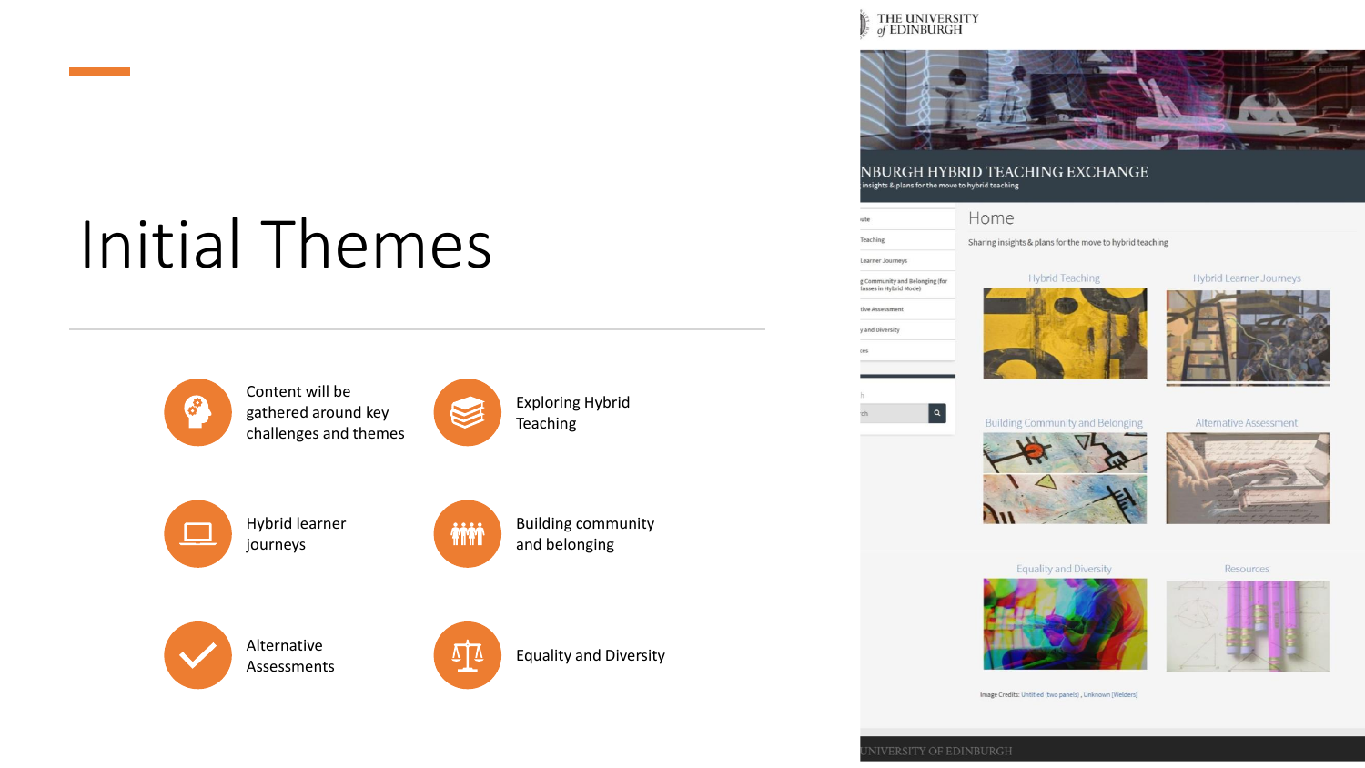# Initial Themes

- Content will be gathered around key challenges and themes
- Exploring Hybrid Teaching
- Hybrid learner journeys
- Building community and belonging
- Alternative Assessments
- Equality and Diversity

THE UNIVERSITY of EDINBURGH

NBURGH HYBRID TEACHING EXCHANGE

insights & plans for the move to hybrid teaching

Home

Sharing insights & plans for the move to hybrid teaching

- Hybrid Teaching
- Hybrid Learner Journeys
- Building Community and Belonging
- Alternative Assessment
- Equality and Diversity
- Resources

Image Credits: Untitled (two panels) , Unknown [Welders]

UNIVERSITY OF EDINBURGH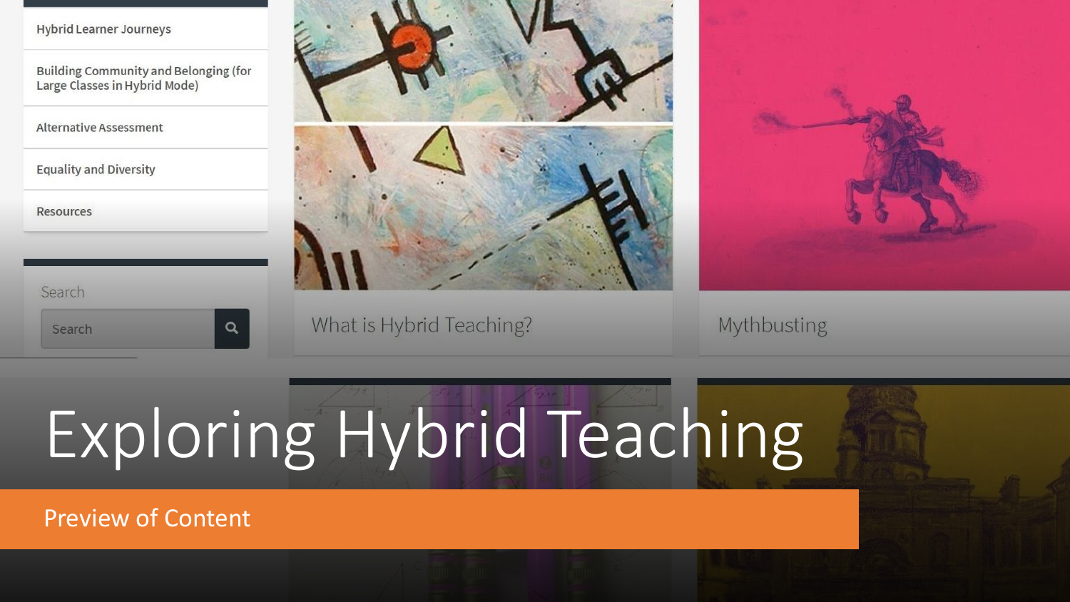# Exploring Hybrid Teaching

Preview of Content

- Hybrid Learner Journeys
- Building Community and Belonging (for Large Classes in Hybrid Mode)
- Alternative Assessment
- Equality and Diversity
- Resources

Search

What is Hybrid Teaching?

Mythbusting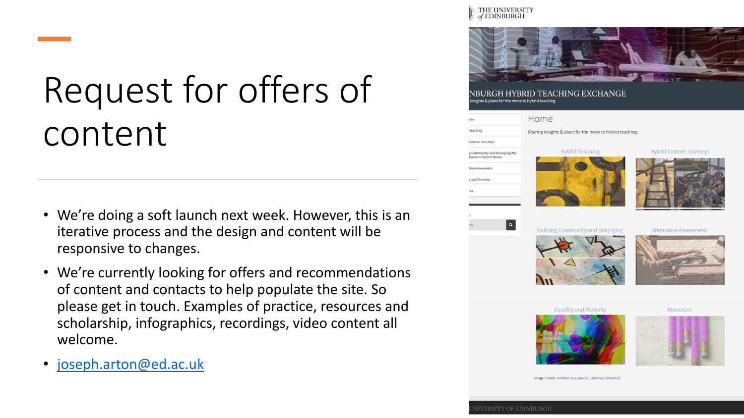# Request for offers of content

- We're doing a soft launch next week. However, this is an iterative process and the design and content will be responsive to changes.
- We're currently looking for offers and recommendations of content and contacts to help populate the site. So please get in touch. Examples of practice, resources and scholarship, infographics, recordings, video content all welcome.
- joseph.arton@ed.ac.uk